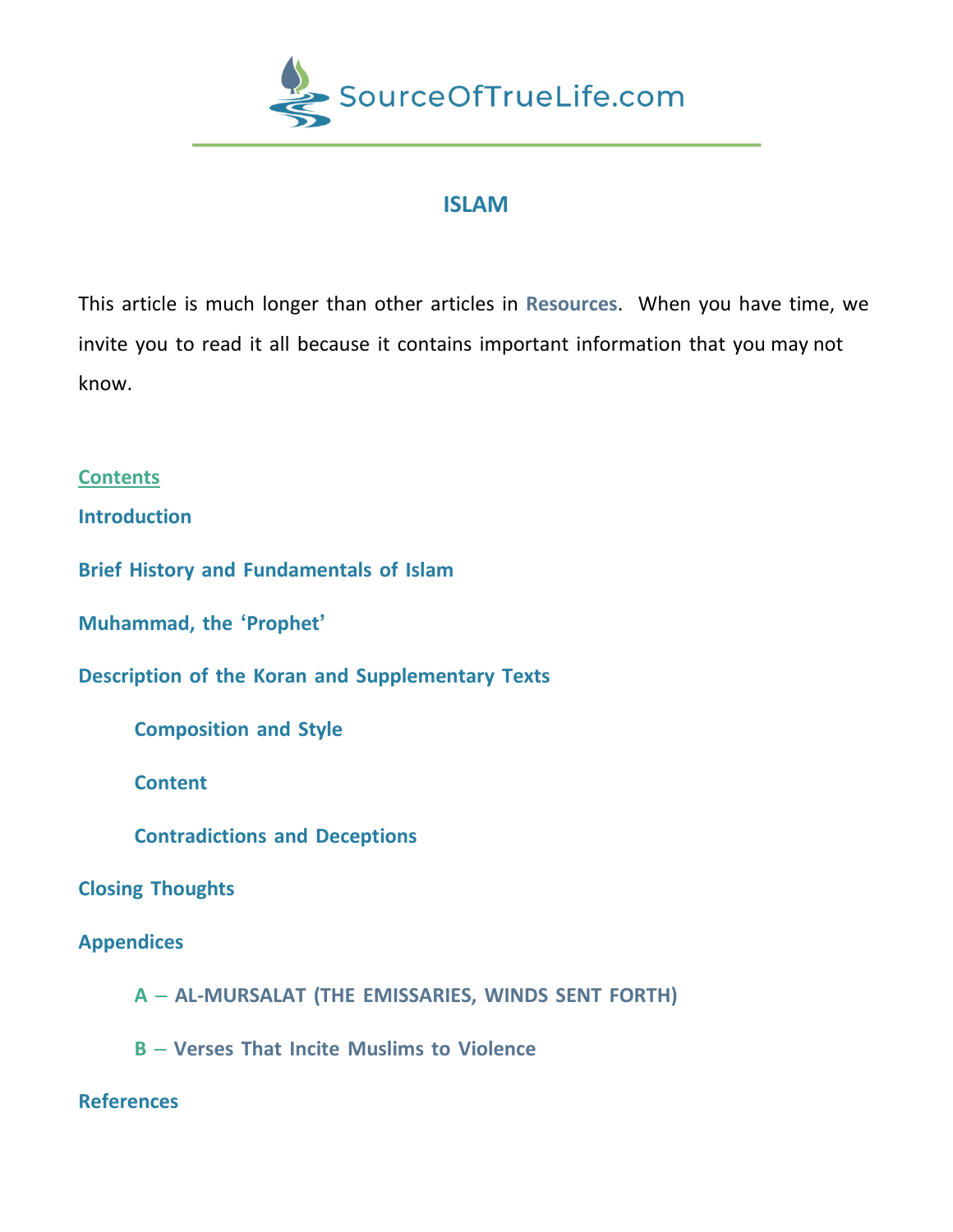SourceOfTrueLife.com

# ISLAM

This article is much longer than other articles in **Resources**. When you have time, we invite you to read it all because it contains important information that you may not know.

**Contents**

**Introduction**

**Brief History and Fundamentals of Islam**

**Muhammad, the 'Prophet'**

**Description of the Koran and Supplementary Texts**

- **Composition and Style**
- **Content**
- **Contradictions and Deceptions**

**Closing Thoughts**

**Appendices**

- **A – AL-MURSALAT (THE EMISSARIES, WINDS SENT FORTH)**
- **B – Verses That Incite Muslims to Violence**

**References**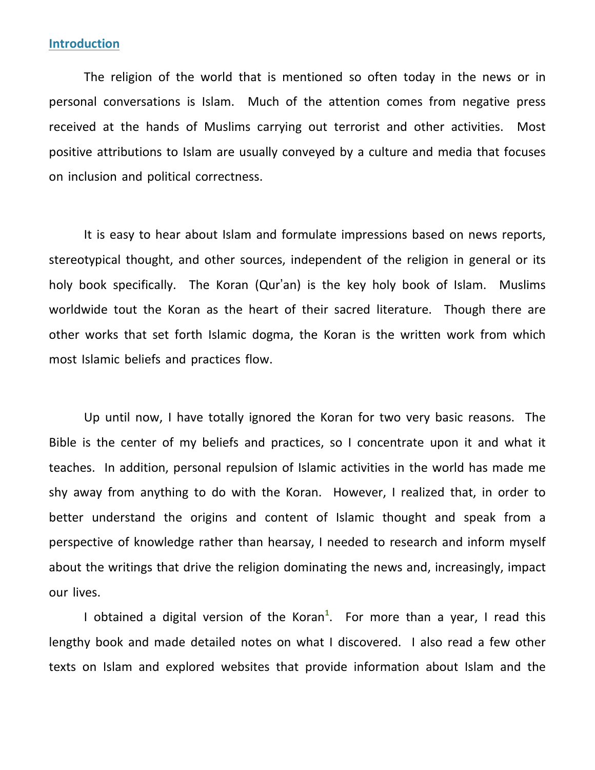## Introduction

The religion of the world that is mentioned so often today in the news or in personal conversations is Islam. Much of the attention comes from negative press received at the hands of Muslims carrying out terrorist and other activities. Most positive attributions to Islam are usually conveyed by a culture and media that focuses on inclusion and political correctness.

It is easy to hear about Islam and formulate impressions based on news reports, stereotypical thought, and other sources, independent of the religion in general or its holy book specifically. The Koran (Qur'an) is the key holy book of Islam. Muslims worldwide tout the Koran as the heart of their sacred literature. Though there are other works that set forth Islamic dogma, the Koran is the written work from which most Islamic beliefs and practices flow.

Up until now, I have totally ignored the Koran for two very basic reasons. The Bible is the center of my beliefs and practices, so I concentrate upon it and what it teaches. In addition, personal repulsion of Islamic activities in the world has made me shy away from anything to do with the Koran. However, I realized that, in order to better understand the origins and content of Islamic thought and speak from a perspective of knowledge rather than hearsay, I needed to research and inform myself about the writings that drive the religion dominating the news and, increasingly, impact our lives.

I obtained a digital version of the Koran[1]. For more than a year, I read this lengthy book and made detailed notes on what I discovered. I also read a few other texts on Islam and explored websites that provide information about Islam and the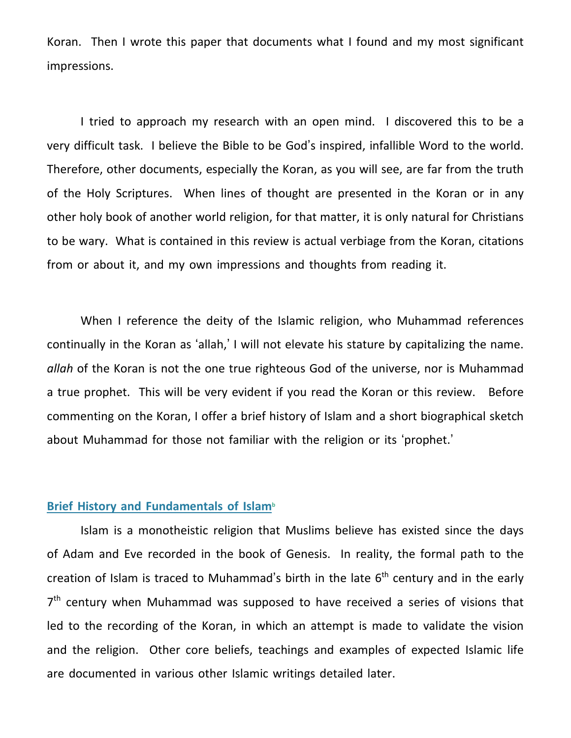Koran. Then I wrote this paper that documents what I found and my most significant impressions.

I tried to approach my research with an open mind. I discovered this to be a very difficult task. I believe the Bible to be God's inspired, infallible Word to the world. Therefore, other documents, especially the Koran, as you will see, are far from the truth of the Holy Scriptures. When lines of thought are presented in the Koran or in any other holy book of another world religion, for that matter, it is only natural for Christians to be wary. What is contained in this review is actual verbiage from the Koran, citations from or about it, and my own impressions and thoughts from reading it.

When I reference the deity of the Islamic religion, who Muhammad references continually in the Koran as 'allah,' I will not elevate his stature by capitalizing the name. *allah* of the Koran is not the one true righteous God of the universe, nor is Muhammad a true prophet. This will be very evident if you read the Koran or this review. Before commenting on the Koran, I offer a brief history of Islam and a short biographical sketch about Muhammad for those not familiar with the religion or its 'prophet.'

## Brief History and Fundamentals of Islam[b]

Islam is a monotheistic religion that Muslims believe has existed since the days of Adam and Eve recorded in the book of Genesis. In reality, the formal path to the creation of Islam is traced to Muhammad's birth in the late 6th century and in the early 7th century when Muhammad was supposed to have received a series of visions that led to the recording of the Koran, in which an attempt is made to validate the vision and the religion. Other core beliefs, teachings and examples of expected Islamic life are documented in various other Islamic writings detailed later.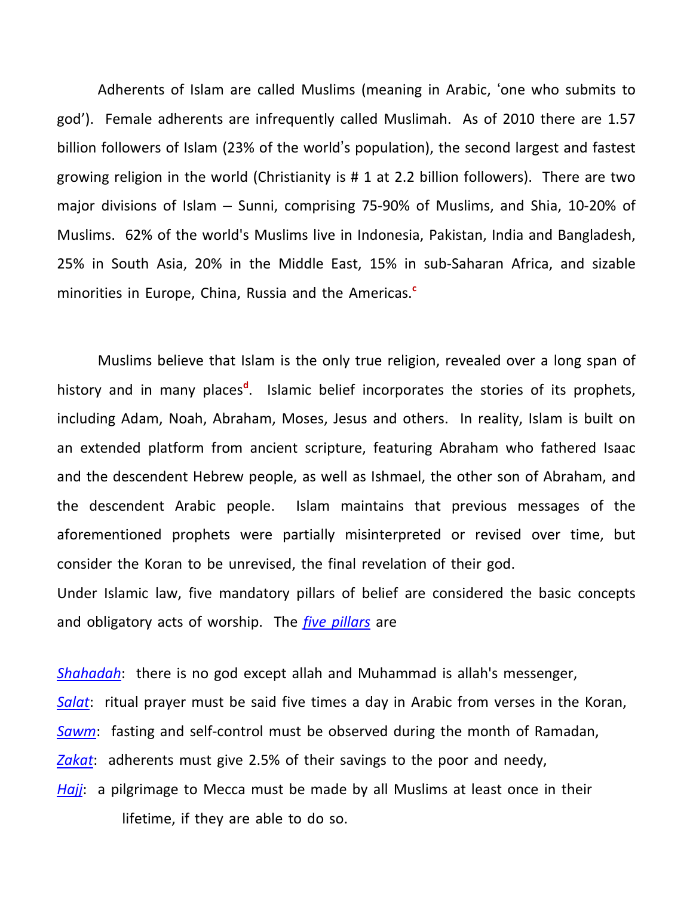Adherents of Islam are called Muslims (meaning in Arabic, 'one who submits to god'). Female adherents are infrequently called Muslimah. As of 2010 there are 1.57 billion followers of Islam (23% of the world's population), the second largest and fastest growing religion in the world (Christianity is # 1 at 2.2 billion followers). There are two major divisions of Islam – Sunni, comprising 75-90% of Muslims, and Shia, 10-20% of Muslims. 62% of the world's Muslims live in Indonesia, Pakistan, India and Bangladesh, 25% in South Asia, 20% in the Middle East, 15% in sub-Saharan Africa, and sizable minorities in Europe, China, Russia and the Americas.[c]

Muslims believe that Islam is the only true religion, revealed over a long span of history and in many places[d]. Islamic belief incorporates the stories of its prophets, including Adam, Noah, Abraham, Moses, Jesus and others. In reality, Islam is built on an extended platform from ancient scripture, featuring Abraham who fathered Isaac and the descendent Hebrew people, as well as Ishmael, the other son of Abraham, and the descendent Arabic people. Islam maintains that previous messages of the aforementioned prophets were partially misinterpreted or revised over time, but consider the Koran to be unrevised, the final revelation of their god.

Under Islamic law, five mandatory pillars of belief are considered the basic concepts and obligatory acts of worship. The *five pillars* are

*Shahadah*: there is no god except allah and Muhammad is allah's messenger,
*Salat*: ritual prayer must be said five times a day in Arabic from verses in the Koran,
*Sawm*: fasting and self-control must be observed during the month of Ramadan,
*Zakat*: adherents must give 2.5% of their savings to the poor and needy,
*Hajj*: a pilgrimage to Mecca must be made by all Muslims at least once in their lifetime, if they are able to do so.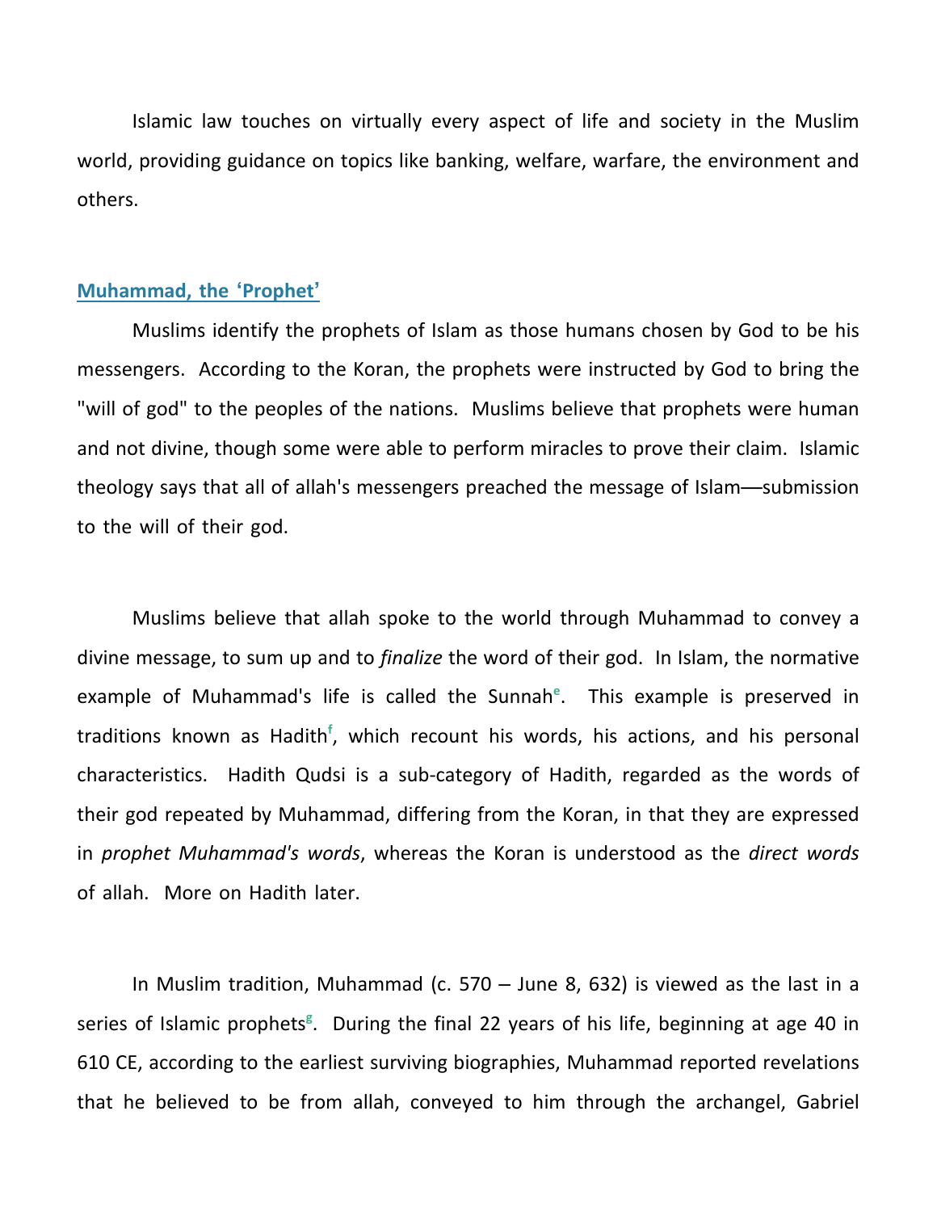Islamic law touches on virtually every aspect of life and society in the Muslim world, providing guidance on topics like banking, welfare, warfare, the environment and others.

## Muhammad, the 'Prophet'

Muslims identify the prophets of Islam as those humans chosen by God to be his messengers. According to the Koran, the prophets were instructed by God to bring the "will of god" to the peoples of the nations. Muslims believe that prophets were human and not divine, though some were able to perform miracles to prove their claim. Islamic theology says that all of allah's messengers preached the message of Islam—submission to the will of their god.

Muslims believe that allah spoke to the world through Muhammad to convey a divine message, to sum up and to *finalize* the word of their god. In Islam, the normative example of Muhammad's life is called the Sunnah[e]. This example is preserved in traditions known as Hadith[f], which recount his words, his actions, and his personal characteristics. Hadith Qudsi is a sub-category of Hadith, regarded as the words of their god repeated by Muhammad, differing from the Koran, in that they are expressed in *prophet Muhammad's words*, whereas the Koran is understood as the *direct words* of allah. More on Hadith later.

In Muslim tradition, Muhammad (c. 570 – June 8, 632) is viewed as the last in a series of Islamic prophets[g]. During the final 22 years of his life, beginning at age 40 in 610 CE, according to the earliest surviving biographies, Muhammad reported revelations that he believed to be from allah, conveyed to him through the archangel, Gabriel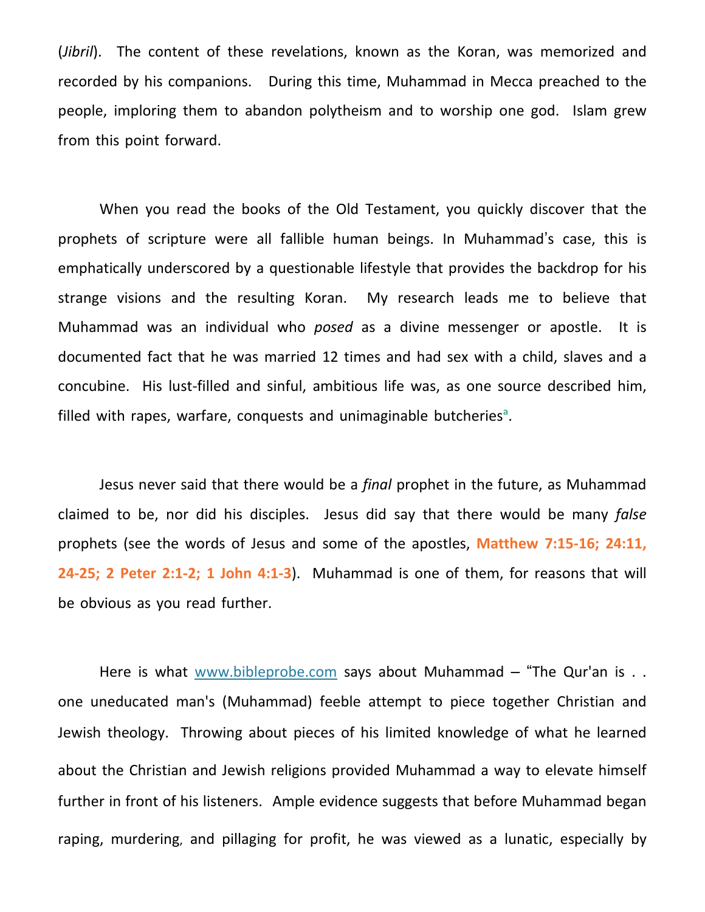(*Jibril*). The content of these revelations, known as the Koran, was memorized and recorded by his companions. During this time, Muhammad in Mecca preached to the people, imploring them to abandon polytheism and to worship one god. Islam grew from this point forward.

When you read the books of the Old Testament, you quickly discover that the prophets of scripture were all fallible human beings. In Muhammad's case, this is emphatically underscored by a questionable lifestyle that provides the backdrop for his strange visions and the resulting Koran. My research leads me to believe that Muhammad was an individual who *posed* as a divine messenger or apostle. It is documented fact that he was married 12 times and had sex with a child, slaves and a concubine. His lust-filled and sinful, ambitious life was, as one source described him, filled with rapes, warfare, conquests and unimaginable butcheries[a].

Jesus never said that there would be a *final* prophet in the future, as Muhammad claimed to be, nor did his disciples. Jesus did say that there would be many *false* prophets (see the words of Jesus and some of the apostles, **Matthew 7:15-16; 24:11, 24-25; 2 Peter 2:1-2; 1 John 4:1-3**). Muhammad is one of them, for reasons that will be obvious as you read further.

Here is what www.bibleprobe.com says about Muhammad – "The Qur'an is . . one uneducated man's (Muhammad) feeble attempt to piece together Christian and Jewish theology. Throwing about pieces of his limited knowledge of what he learned about the Christian and Jewish religions provided Muhammad a way to elevate himself further in front of his listeners. Ample evidence suggests that before Muhammad began raping, murdering, and pillaging for profit, he was viewed as a lunatic, especially by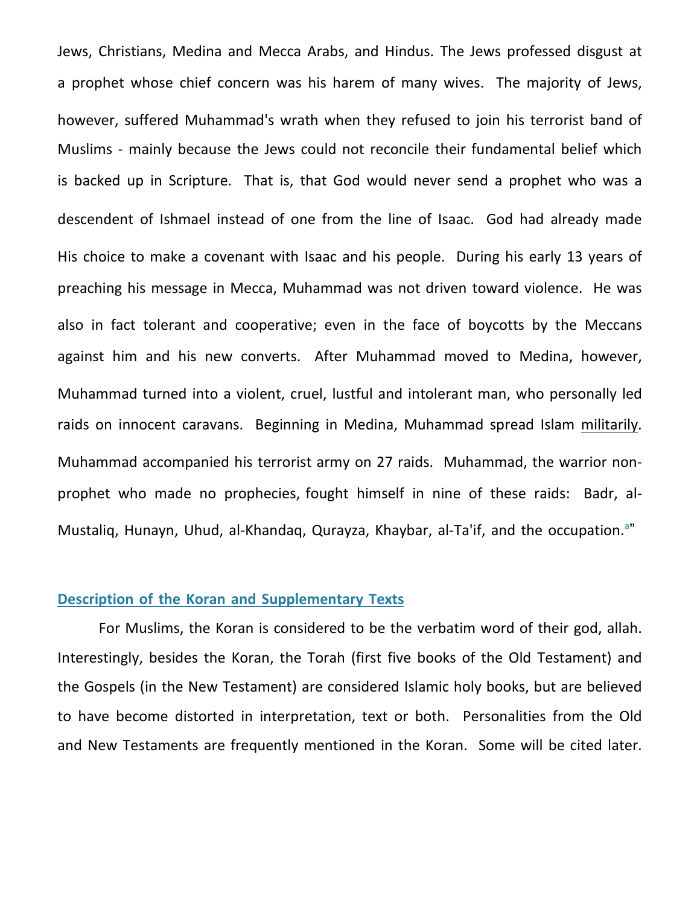Jews, Christians, Medina and Mecca Arabs, and Hindus. The Jews professed disgust at a prophet whose chief concern was his harem of many wives. The majority of Jews, however, suffered Muhammad's wrath when they refused to join his terrorist band of Muslims - mainly because the Jews could not reconcile their fundamental belief which is backed up in Scripture. That is, that God would never send a prophet who was a descendent of Ishmael instead of one from the line of Isaac. God had already made His choice to make a covenant with Isaac and his people. During his early 13 years of preaching his message in Mecca, Muhammad was not driven toward violence. He was also in fact tolerant and cooperative; even in the face of boycotts by the Meccans against him and his new converts. After Muhammad moved to Medina, however, Muhammad turned into a violent, cruel, lustful and intolerant man, who personally led raids on innocent caravans. Beginning in Medina, Muhammad spread Islam <u>militarily</u>. Muhammad accompanied his terrorist army on 27 raids. Muhammad, the warrior non-prophet who made no prophecies, fought himself in nine of these raids: Badr, al-Mustaliq, Hunayn, Uhud, al-Khandaq, Qurayza, Khaybar, al-Ta'if, and the occupation.[a]"

## Description of the Koran and Supplementary Texts

For Muslims, the Koran is considered to be the verbatim word of their god, allah. Interestingly, besides the Koran, the Torah (first five books of the Old Testament) and the Gospels (in the New Testament) are considered Islamic holy books, but are believed to have become distorted in interpretation, text or both. Personalities from the Old and New Testaments are frequently mentioned in the Koran. Some will be cited later.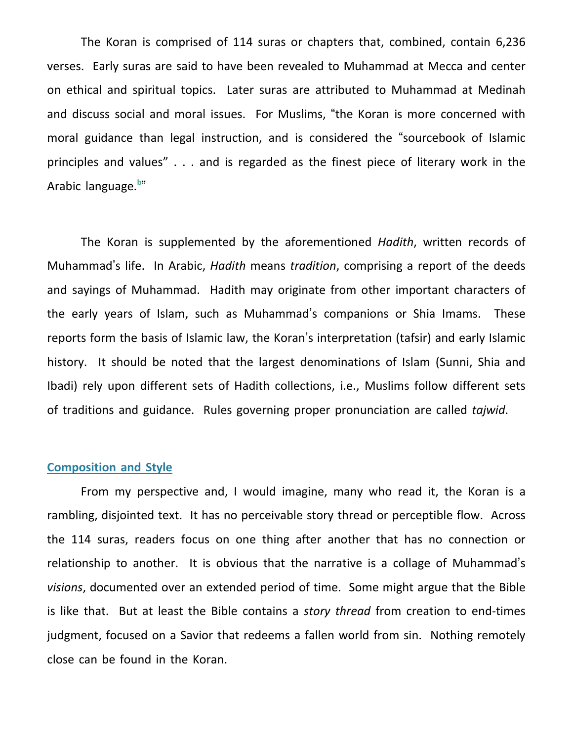The Koran is comprised of 114 suras or chapters that, combined, contain 6,236 verses. Early suras are said to have been revealed to Muhammad at Mecca and center on ethical and spiritual topics. Later suras are attributed to Muhammad at Medinah and discuss social and moral issues. For Muslims, "the Koran is more concerned with moral guidance than legal instruction, and is considered the "sourcebook of Islamic principles and values" . . . and is regarded as the finest piece of literary work in the Arabic language.[b]"

The Koran is supplemented by the aforementioned *Hadith*, written records of Muhammad's life. In Arabic, *Hadith* means *tradition*, comprising a report of the deeds and sayings of Muhammad. Hadith may originate from other important characters of the early years of Islam, such as Muhammad's companions or Shia Imams. These reports form the basis of Islamic law, the Koran's interpretation (tafsir) and early Islamic history. It should be noted that the largest denominations of Islam (Sunni, Shia and Ibadi) rely upon different sets of Hadith collections, i.e., Muslims follow different sets of traditions and guidance. Rules governing proper pronunciation are called *tajwid*.

## Composition and Style

From my perspective and, I would imagine, many who read it, the Koran is a rambling, disjointed text. It has no perceivable story thread or perceptible flow. Across the 114 suras, readers focus on one thing after another that has no connection or relationship to another. It is obvious that the narrative is a collage of Muhammad's *visions*, documented over an extended period of time. Some might argue that the Bible is like that. But at least the Bible contains a *story thread* from creation to end-times judgment, focused on a Savior that redeems a fallen world from sin. Nothing remotely close can be found in the Koran.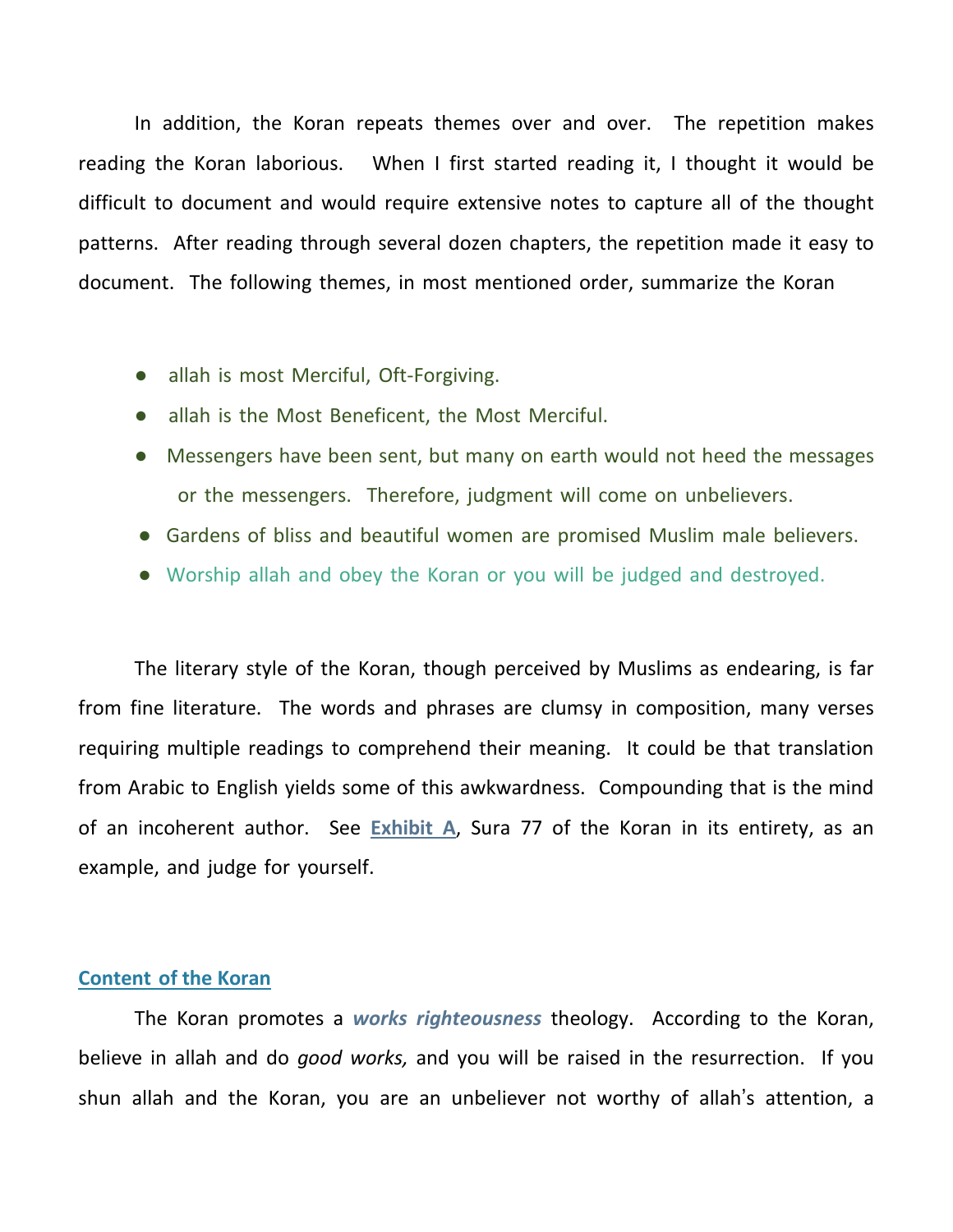In addition, the Koran repeats themes over and over. The repetition makes reading the Koran laborious. When I first started reading it, I thought it would be difficult to document and would require extensive notes to capture all of the thought patterns. After reading through several dozen chapters, the repetition made it easy to document. The following themes, in most mentioned order, summarize the Koran

- allah is most Merciful, Oft-Forgiving.
- allah is the Most Beneficent, the Most Merciful.
- Messengers have been sent, but many on earth would not heed the messages or the messengers. Therefore, judgment will come on unbelievers.
- Gardens of bliss and beautiful women are promised Muslim male believers.
- Worship allah and obey the Koran or you will be judged and destroyed.

The literary style of the Koran, though perceived by Muslims as endearing, is far from fine literature. The words and phrases are clumsy in composition, many verses requiring multiple readings to comprehend their meaning. It could be that translation from Arabic to English yields some of this awkwardness. Compounding that is the mind of an incoherent author. See **Exhibit A**, Sura 77 of the Koran in its entirety, as an example, and judge for yourself.

## Content of the Koran

The Koran promotes a ***works righteousness*** theology. According to the Koran, believe in allah and do *good works,* and you will be raised in the resurrection. If you shun allah and the Koran, you are an unbeliever not worthy of allah's attention, a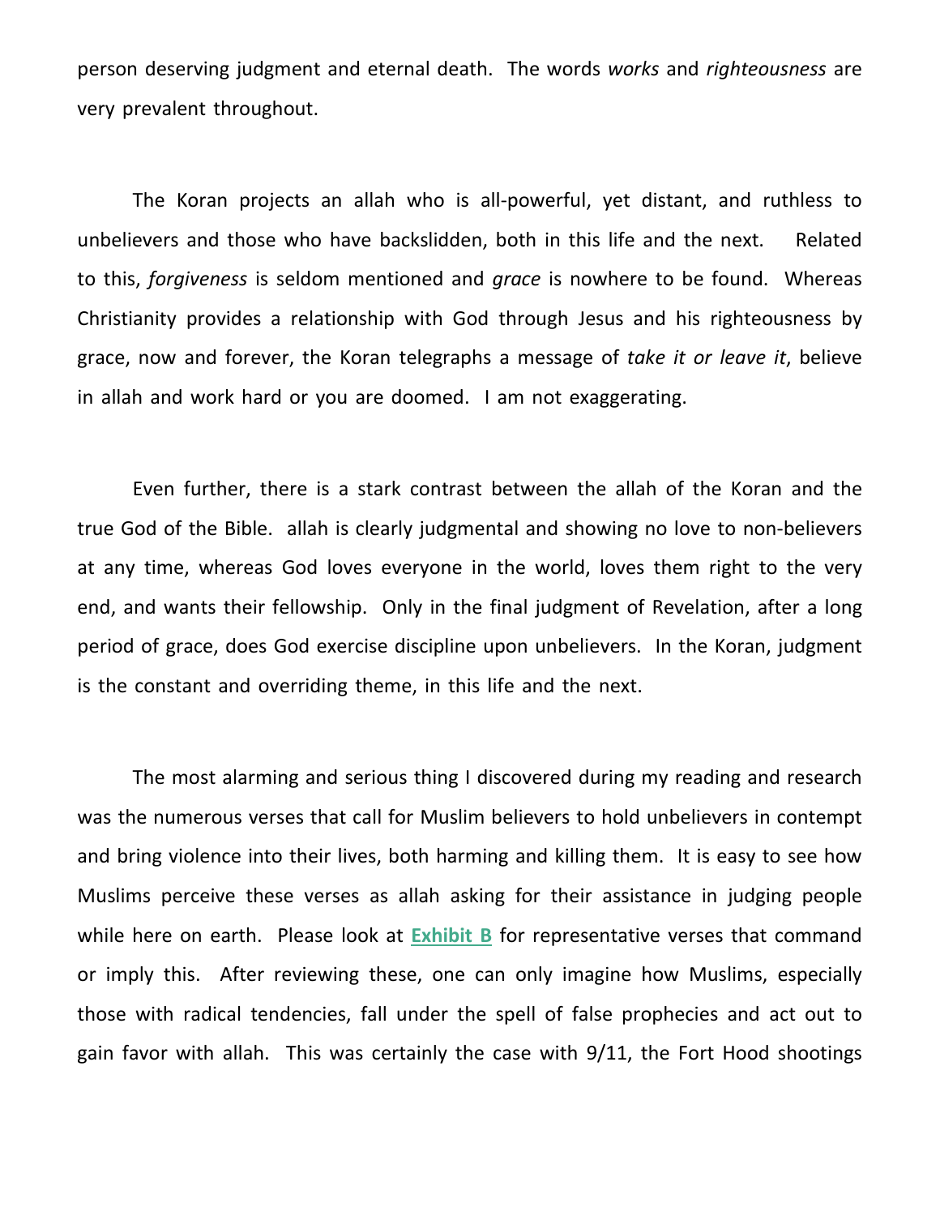person deserving judgment and eternal death. The words *works* and *righteousness* are very prevalent throughout.

The Koran projects an allah who is all-powerful, yet distant, and ruthless to unbelievers and those who have backslidden, both in this life and the next. Related to this, *forgiveness* is seldom mentioned and *grace* is nowhere to be found. Whereas Christianity provides a relationship with God through Jesus and his righteousness by grace, now and forever, the Koran telegraphs a message of *take it or leave it*, believe in allah and work hard or you are doomed. I am not exaggerating.

Even further, there is a stark contrast between the allah of the Koran and the true God of the Bible. allah is clearly judgmental and showing no love to non-believers at any time, whereas God loves everyone in the world, loves them right to the very end, and wants their fellowship. Only in the final judgment of Revelation, after a long period of grace, does God exercise discipline upon unbelievers. In the Koran, judgment is the constant and overriding theme, in this life and the next.

The most alarming and serious thing I discovered during my reading and research was the numerous verses that call for Muslim believers to hold unbelievers in contempt and bring violence into their lives, both harming and killing them. It is easy to see how Muslims perceive these verses as allah asking for their assistance in judging people while here on earth. Please look at **Exhibit B** for representative verses that command or imply this. After reviewing these, one can only imagine how Muslims, especially those with radical tendencies, fall under the spell of false prophecies and act out to gain favor with allah. This was certainly the case with 9/11, the Fort Hood shootings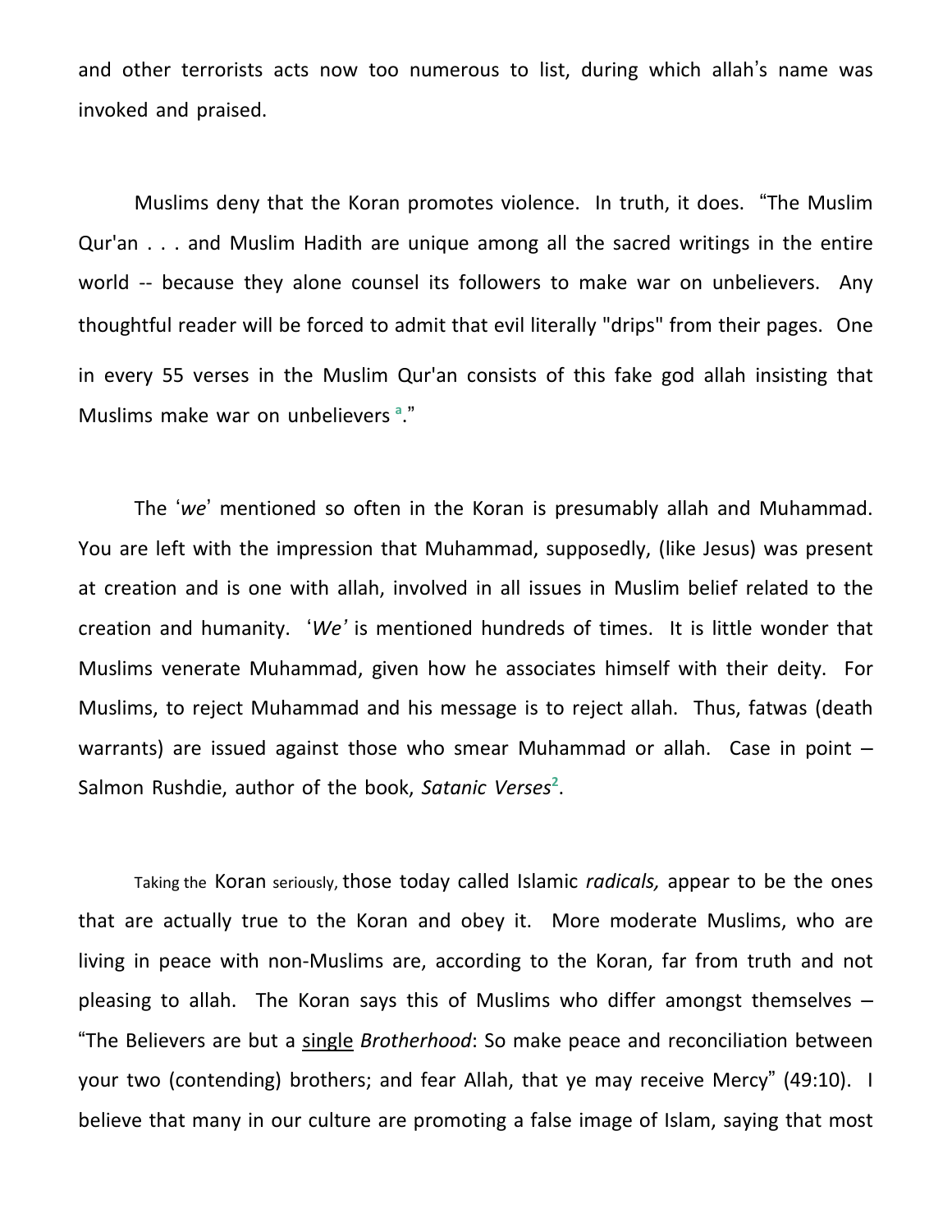and other terrorists acts now too numerous to list, during which allah's name was invoked and praised.

Muslims deny that the Koran promotes violence. In truth, it does. "The Muslim Qur'an . . . and Muslim Hadith are unique among all the sacred writings in the entire world -- because they alone counsel its followers to make war on unbelievers. Any thoughtful reader will be forced to admit that evil literally "drips" from their pages. One in every 55 verses in the Muslim Qur'an consists of this fake god allah insisting that Muslims make war on unbelievers [a]."

The '*we*' mentioned so often in the Koran is presumably allah and Muhammad. You are left with the impression that Muhammad, supposedly, (like Jesus) was present at creation and is one with allah, involved in all issues in Muslim belief related to the creation and humanity. '*We'* is mentioned hundreds of times. It is little wonder that Muslims venerate Muhammad, given how he associates himself with their deity. For Muslims, to reject Muhammad and his message is to reject allah. Thus, fatwas (death warrants) are issued against those who smear Muhammad or allah. Case in point – Salmon Rushdie, author of the book, *Satanic Verses*[2].

Taking the Koran seriously, those today called Islamic *radicals,* appear to be the ones that are actually true to the Koran and obey it. More moderate Muslims, who are living in peace with non-Muslims are, according to the Koran, far from truth and not pleasing to allah. The Koran says this of Muslims who differ amongst themselves – "The Believers are but a <u>single</u> *Brotherhood*: So make peace and reconciliation between your two (contending) brothers; and fear Allah, that ye may receive Mercy" (49:10). I believe that many in our culture are promoting a false image of Islam, saying that most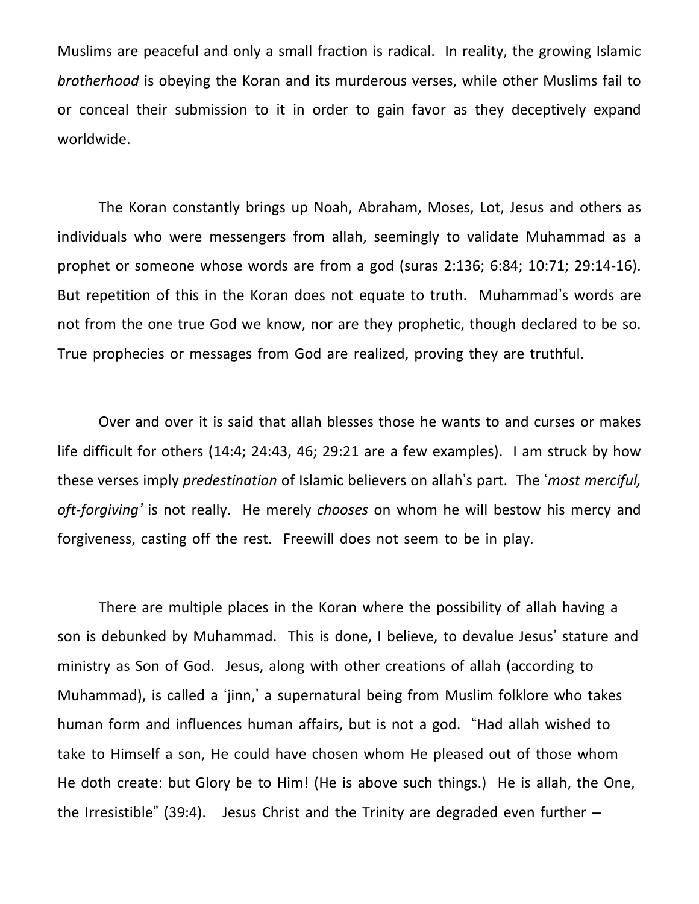Muslims are peaceful and only a small fraction is radical. In reality, the growing Islamic *brotherhood* is obeying the Koran and its murderous verses, while other Muslims fail to or conceal their submission to it in order to gain favor as they deceptively expand worldwide.

The Koran constantly brings up Noah, Abraham, Moses, Lot, Jesus and others as individuals who were messengers from allah, seemingly to validate Muhammad as a prophet or someone whose words are from a god (suras 2:136; 6:84; 10:71; 29:14-16). But repetition of this in the Koran does not equate to truth. Muhammad's words are not from the one true God we know, nor are they prophetic, though declared to be so. True prophecies or messages from God are realized, proving they are truthful.

Over and over it is said that allah blesses those he wants to and curses or makes life difficult for others (14:4; 24:43, 46; 29:21 are a few examples). I am struck by how these verses imply *predestination* of Islamic believers on allah's part. The '*most merciful, oft-forgiving*' is not really. He merely *chooses* on whom he will bestow his mercy and forgiveness, casting off the rest. Freewill does not seem to be in play.

There are multiple places in the Koran where the possibility of allah having a son is debunked by Muhammad. This is done, I believe, to devalue Jesus' stature and ministry as Son of God. Jesus, along with other creations of allah (according to Muhammad), is called a 'jinn,' a supernatural being from Muslim folklore who takes human form and influences human affairs, but is not a god. "Had allah wished to take to Himself a son, He could have chosen whom He pleased out of those whom He doth create: but Glory be to Him! (He is above such things.) He is allah, the One, the Irresistible" (39:4). Jesus Christ and the Trinity are degraded even further –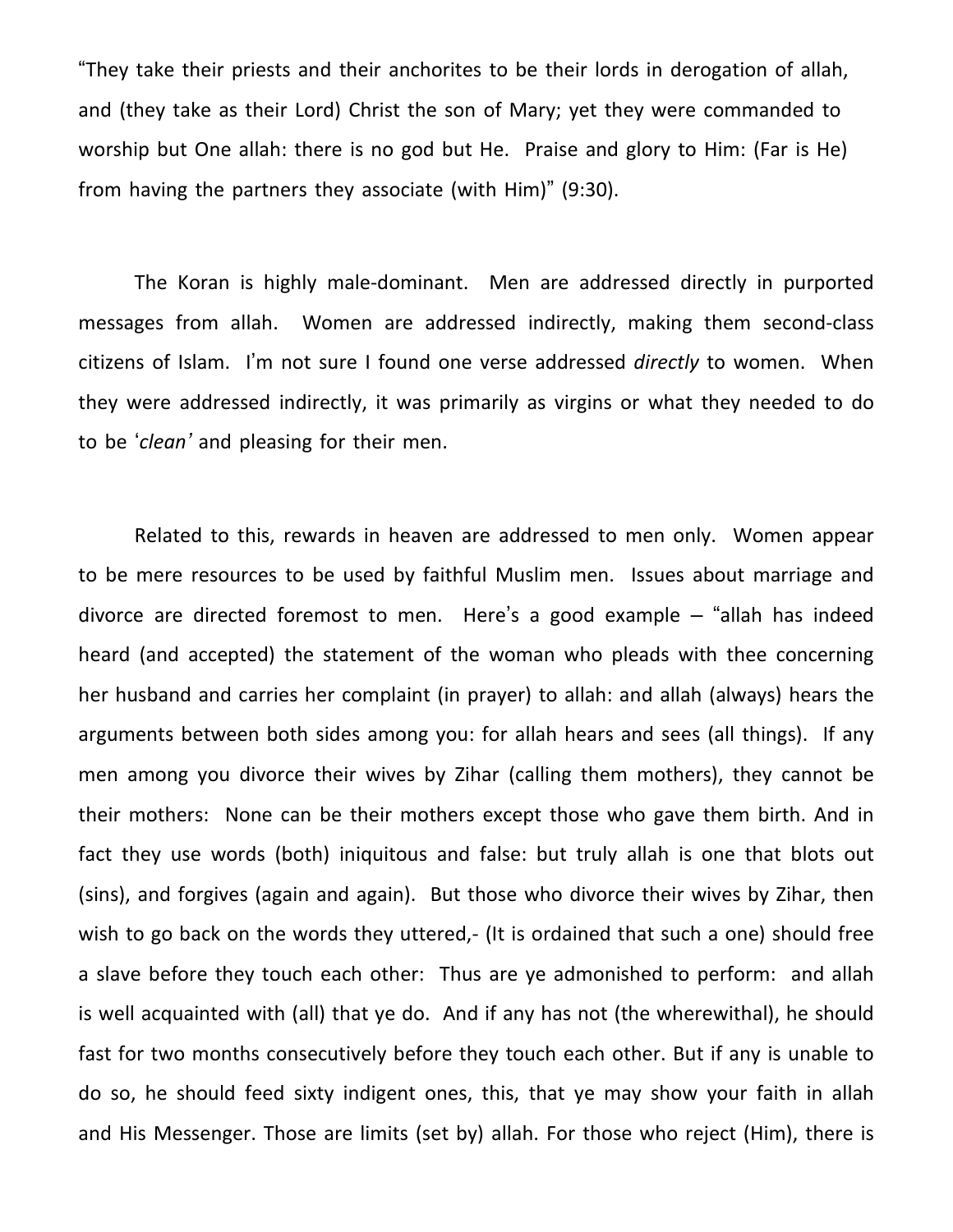“They take their priests and their anchorites to be their lords in derogation of allah, and (they take as their Lord) Christ the son of Mary; yet they were commanded to worship but One allah: there is no god but He. Praise and glory to Him: (Far is He) from having the partners they associate (with Him)” (9:30).

The Koran is highly male-dominant. Men are addressed directly in purported messages from allah. Women are addressed indirectly, making them second-class citizens of Islam. I’m not sure I found one verse addressed *directly* to women. When they were addressed indirectly, it was primarily as virgins or what they needed to do to be ‘*clean*’ and pleasing for their men.

Related to this, rewards in heaven are addressed to men only. Women appear to be mere resources to be used by faithful Muslim men. Issues about marriage and divorce are directed foremost to men. Here’s a good example – “allah has indeed heard (and accepted) the statement of the woman who pleads with thee concerning her husband and carries her complaint (in prayer) to allah: and allah (always) hears the arguments between both sides among you: for allah hears and sees (all things). If any men among you divorce their wives by Zihar (calling them mothers), they cannot be their mothers: None can be their mothers except those who gave them birth. And in fact they use words (both) iniquitous and false: but truly allah is one that blots out (sins), and forgives (again and again). But those who divorce their wives by Zihar, then wish to go back on the words they uttered,- (It is ordained that such a one) should free a slave before they touch each other: Thus are ye admonished to perform: and allah is well acquainted with (all) that ye do. And if any has not (the wherewithal), he should fast for two months consecutively before they touch each other. But if any is unable to do so, he should feed sixty indigent ones, this, that ye may show your faith in allah and His Messenger. Those are limits (set by) allah. For those who reject (Him), there is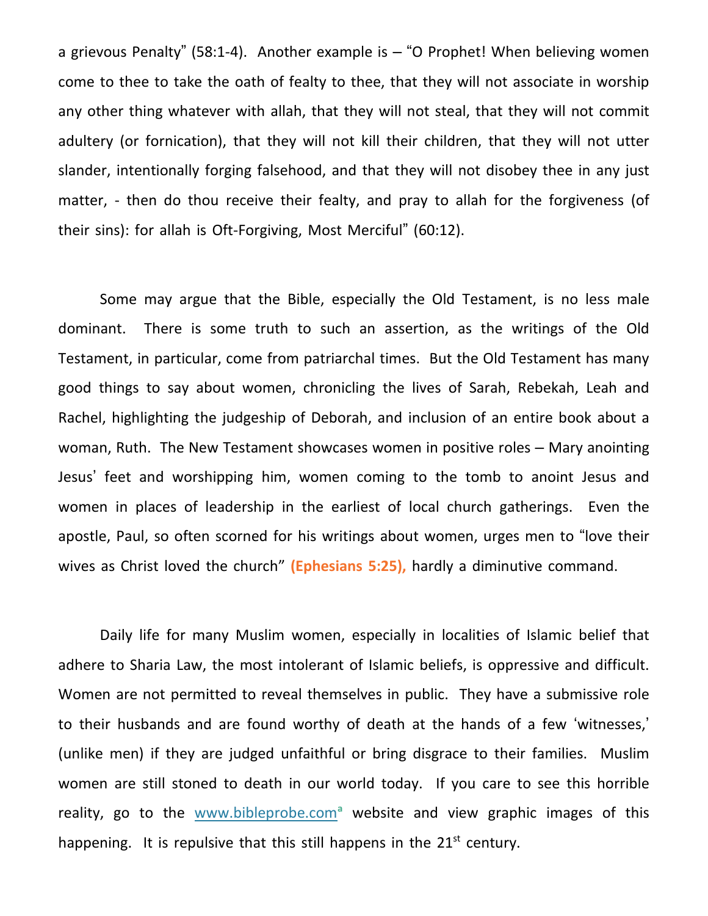a grievous Penalty" (58:1-4). Another example is – "O Prophet! When believing women come to thee to take the oath of fealty to thee, that they will not associate in worship any other thing whatever with allah, that they will not steal, that they will not commit adultery (or fornication), that they will not kill their children, that they will not utter slander, intentionally forging falsehood, and that they will not disobey thee in any just matter, - then do thou receive their fealty, and pray to allah for the forgiveness (of their sins): for allah is Oft-Forgiving, Most Merciful" (60:12).

Some may argue that the Bible, especially the Old Testament, is no less male dominant. There is some truth to such an assertion, as the writings of the Old Testament, in particular, come from patriarchal times. But the Old Testament has many good things to say about women, chronicling the lives of Sarah, Rebekah, Leah and Rachel, highlighting the judgeship of Deborah, and inclusion of an entire book about a woman, Ruth. The New Testament showcases women in positive roles – Mary anointing Jesus' feet and worshipping him, women coming to the tomb to anoint Jesus and women in places of leadership in the earliest of local church gatherings. Even the apostle, Paul, so often scorned for his writings about women, urges men to "love their wives as Christ loved the church" **(Ephesians 5:25),** hardly a diminutive command.

Daily life for many Muslim women, especially in localities of Islamic belief that adhere to Sharia Law, the most intolerant of Islamic beliefs, is oppressive and difficult. Women are not permitted to reveal themselves in public. They have a submissive role to their husbands and are found worthy of death at the hands of a few 'witnesses,' (unlike men) if they are judged unfaithful or bring disgrace to their families. Muslim women are still stoned to death in our world today. If you care to see this horrible reality, go to the www.bibleprobe.com[a] website and view graphic images of this happening. It is repulsive that this still happens in the 21st century.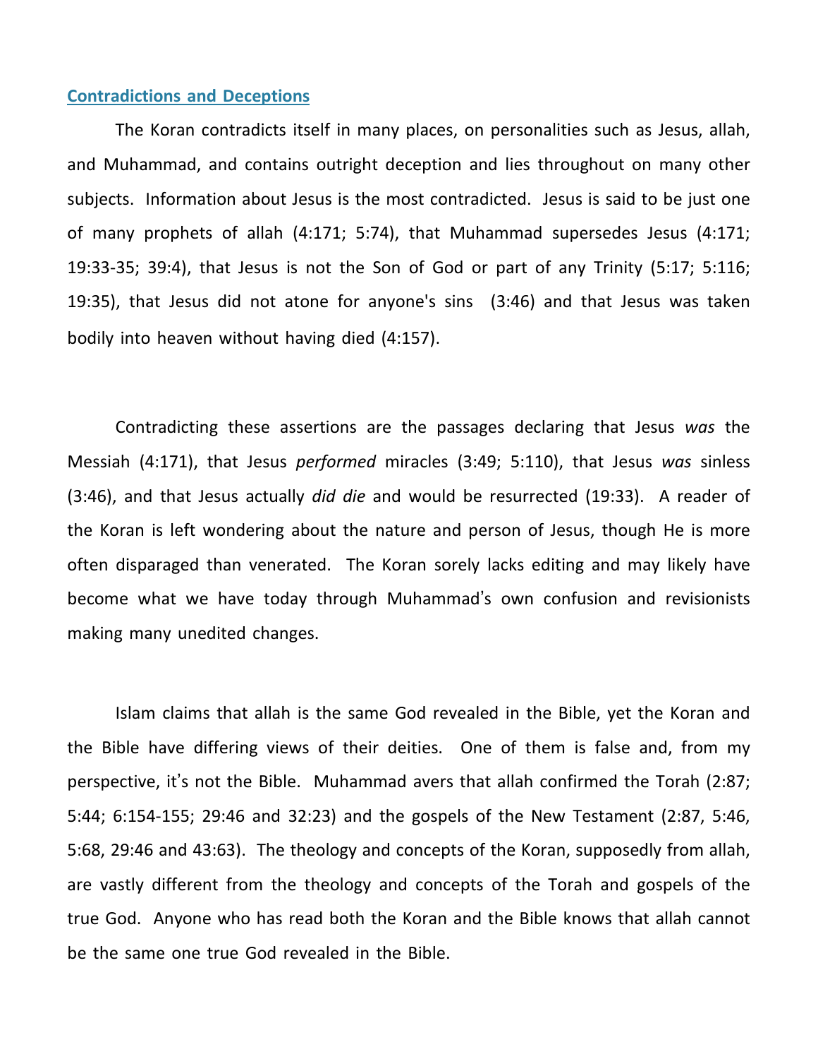## Contradictions and Deceptions

The Koran contradicts itself in many places, on personalities such as Jesus, allah, and Muhammad, and contains outright deception and lies throughout on many other subjects. Information about Jesus is the most contradicted. Jesus is said to be just one of many prophets of allah (4:171; 5:74), that Muhammad supersedes Jesus (4:171; 19:33-35; 39:4), that Jesus is not the Son of God or part of any Trinity (5:17; 5:116; 19:35), that Jesus did not atone for anyone's sins (3:46) and that Jesus was taken bodily into heaven without having died (4:157).

Contradicting these assertions are the passages declaring that Jesus *was* the Messiah (4:171), that Jesus *performed* miracles (3:49; 5:110), that Jesus *was* sinless (3:46), and that Jesus actually *did die* and would be resurrected (19:33). A reader of the Koran is left wondering about the nature and person of Jesus, though He is more often disparaged than venerated. The Koran sorely lacks editing and may likely have become what we have today through Muhammad's own confusion and revisionists making many unedited changes.

Islam claims that allah is the same God revealed in the Bible, yet the Koran and the Bible have differing views of their deities. One of them is false and, from my perspective, it's not the Bible. Muhammad avers that allah confirmed the Torah (2:87; 5:44; 6:154-155; 29:46 and 32:23) and the gospels of the New Testament (2:87, 5:46, 5:68, 29:46 and 43:63). The theology and concepts of the Koran, supposedly from allah, are vastly different from the theology and concepts of the Torah and gospels of the true God. Anyone who has read both the Koran and the Bible knows that allah cannot be the same one true God revealed in the Bible.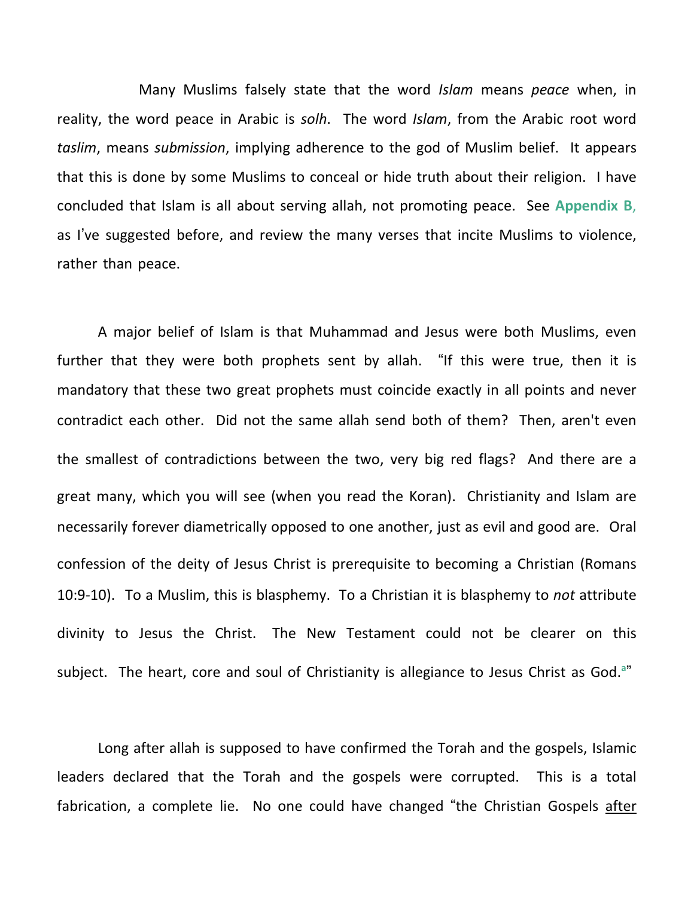Many Muslims falsely state that the word *Islam* means *peace* when, in reality, the word peace in Arabic is *solh*. The word *Islam*, from the Arabic root word *taslim*, means *submission*, implying adherence to the god of Muslim belief. It appears that this is done by some Muslims to conceal or hide truth about their religion. I have concluded that Islam is all about serving allah, not promoting peace. See **Appendix B**, as I've suggested before, and review the many verses that incite Muslims to violence, rather than peace.

A major belief of Islam is that Muhammad and Jesus were both Muslims, even further that they were both prophets sent by allah. "If this were true, then it is mandatory that these two great prophets must coincide exactly in all points and never contradict each other. Did not the same allah send both of them? Then, aren't even the smallest of contradictions between the two, very big red flags? And there are a great many, which you will see (when you read the Koran). Christianity and Islam are necessarily forever diametrically opposed to one another, just as evil and good are. Oral confession of the deity of Jesus Christ is prerequisite to becoming a Christian (Romans 10:9-10). To a Muslim, this is blasphemy. To a Christian it is blasphemy to *not* attribute divinity to Jesus the Christ. The New Testament could not be clearer on this subject. The heart, core and soul of Christianity is allegiance to Jesus Christ as God.[a]"

Long after allah is supposed to have confirmed the Torah and the gospels, Islamic leaders declared that the Torah and the gospels were corrupted. This is a total fabrication, a complete lie. No one could have changed "the Christian Gospels <u>after</u>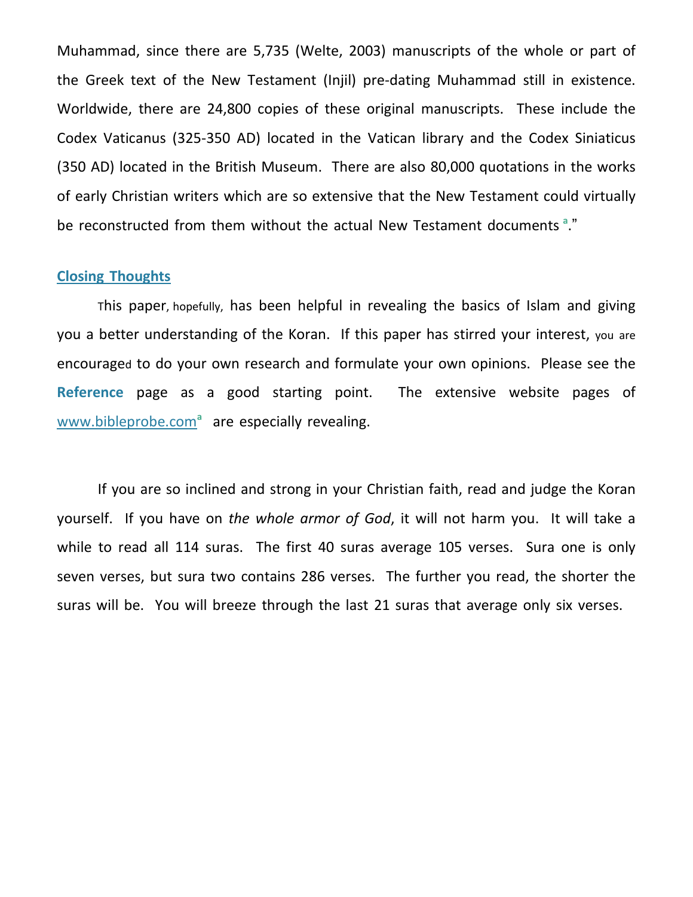Muhammad, since there are 5,735 (Welte, 2003) manuscripts of the whole or part of the Greek text of the New Testament (Injil) pre-dating Muhammad still in existence. Worldwide, there are 24,800 copies of these original manuscripts. These include the Codex Vaticanus (325-350 AD) located in the Vatican library and the Codex Siniaticus (350 AD) located in the British Museum. There are also 80,000 quotations in the works of early Christian writers which are so extensive that the New Testament could virtually be reconstructed from them without the actual New Testament documents [a]."

## Closing Thoughts

This paper, hopefully, has been helpful in revealing the basics of Islam and giving you a better understanding of the Koran. If this paper has stirred your interest, you are encouraged to do your own research and formulate your own opinions. Please see the **Reference** page as a good starting point. The extensive website pages of www.bibleprobe.com[a] are especially revealing.

If you are so inclined and strong in your Christian faith, read and judge the Koran yourself. If you have on *the whole armor of God*, it will not harm you. It will take a while to read all 114 suras. The first 40 suras average 105 verses. Sura one is only seven verses, but sura two contains 286 verses. The further you read, the shorter the suras will be. You will breeze through the last 21 suras that average only six verses.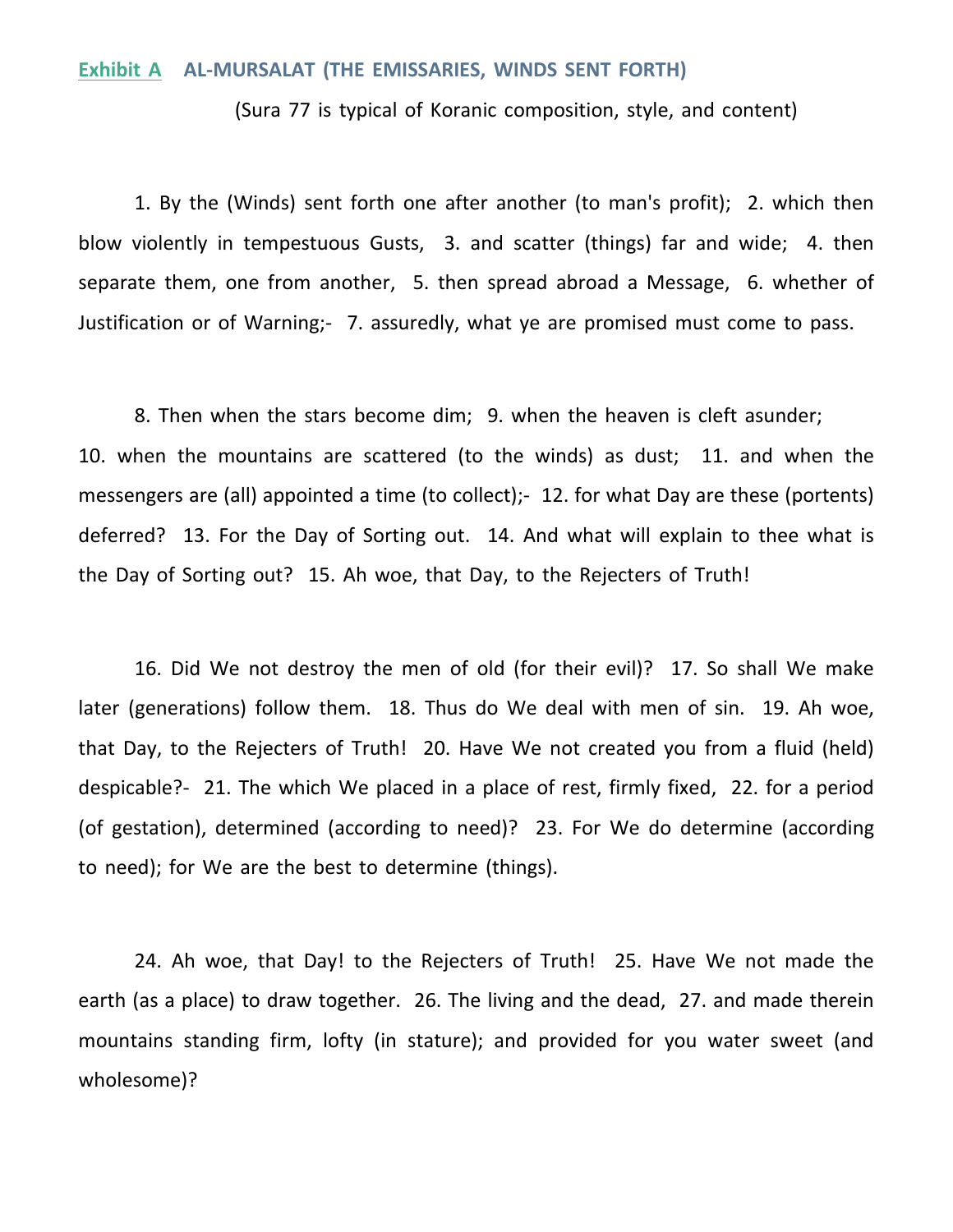**Exhibit A** **AL-MURSALAT (THE EMISSARIES, WINDS SENT FORTH)**

(Sura 77 is typical of Koranic composition, style, and content)

1. By the (Winds) sent forth one after another (to man's profit); 2. which then blow violently in tempestuous Gusts, 3. and scatter (things) far and wide; 4. then separate them, one from another, 5. then spread abroad a Message, 6. whether of Justification or of Warning;- 7. assuredly, what ye are promised must come to pass.

8. Then when the stars become dim; 9. when the heaven is cleft asunder; 10. when the mountains are scattered (to the winds) as dust; 11. and when the messengers are (all) appointed a time (to collect);- 12. for what Day are these (portents) deferred? 13. For the Day of Sorting out. 14. And what will explain to thee what is the Day of Sorting out? 15. Ah woe, that Day, to the Rejecters of Truth!

16. Did We not destroy the men of old (for their evil)? 17. So shall We make later (generations) follow them. 18. Thus do We deal with men of sin. 19. Ah woe, that Day, to the Rejecters of Truth! 20. Have We not created you from a fluid (held) despicable?- 21. The which We placed in a place of rest, firmly fixed, 22. for a period (of gestation), determined (according to need)? 23. For We do determine (according to need); for We are the best to determine (things).

24. Ah woe, that Day! to the Rejecters of Truth! 25. Have We not made the earth (as a place) to draw together. 26. The living and the dead, 27. and made therein mountains standing firm, lofty (in stature); and provided for you water sweet (and wholesome)?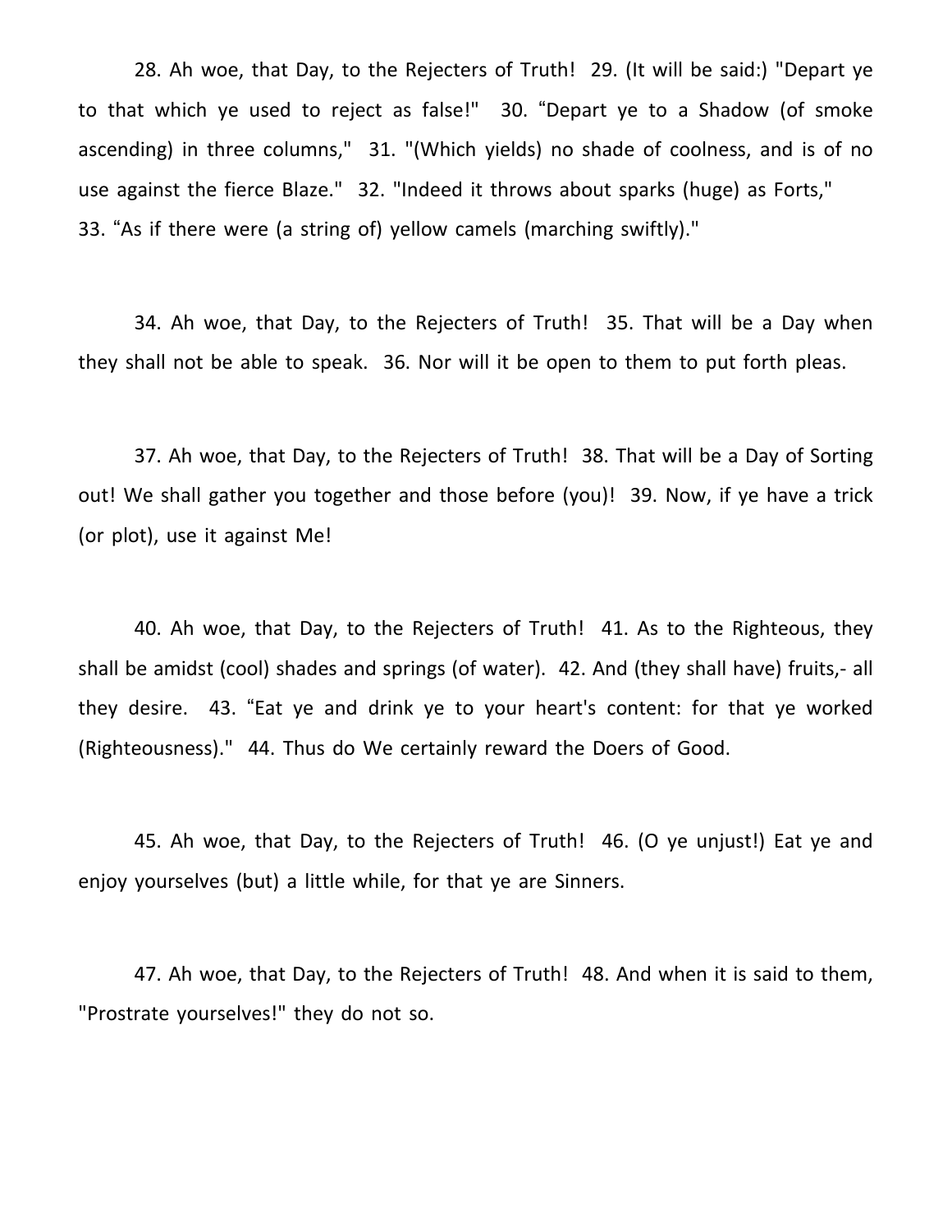28. Ah woe, that Day, to the Rejecters of Truth! 29. (It will be said:) "Depart ye to that which ye used to reject as false!" 30. "Depart ye to a Shadow (of smoke ascending) in three columns," 31. "(Which yields) no shade of coolness, and is of no use against the fierce Blaze." 32. "Indeed it throws about sparks (huge) as Forts," 33. "As if there were (a string of) yellow camels (marching swiftly)."

34. Ah woe, that Day, to the Rejecters of Truth! 35. That will be a Day when they shall not be able to speak. 36. Nor will it be open to them to put forth pleas.

37. Ah woe, that Day, to the Rejecters of Truth! 38. That will be a Day of Sorting out! We shall gather you together and those before (you)! 39. Now, if ye have a trick (or plot), use it against Me!

40. Ah woe, that Day, to the Rejecters of Truth! 41. As to the Righteous, they shall be amidst (cool) shades and springs (of water). 42. And (they shall have) fruits,- all they desire. 43. "Eat ye and drink ye to your heart's content: for that ye worked (Righteousness)." 44. Thus do We certainly reward the Doers of Good.

45. Ah woe, that Day, to the Rejecters of Truth! 46. (O ye unjust!) Eat ye and enjoy yourselves (but) a little while, for that ye are Sinners.

47. Ah woe, that Day, to the Rejecters of Truth! 48. And when it is said to them, "Prostrate yourselves!" they do not so.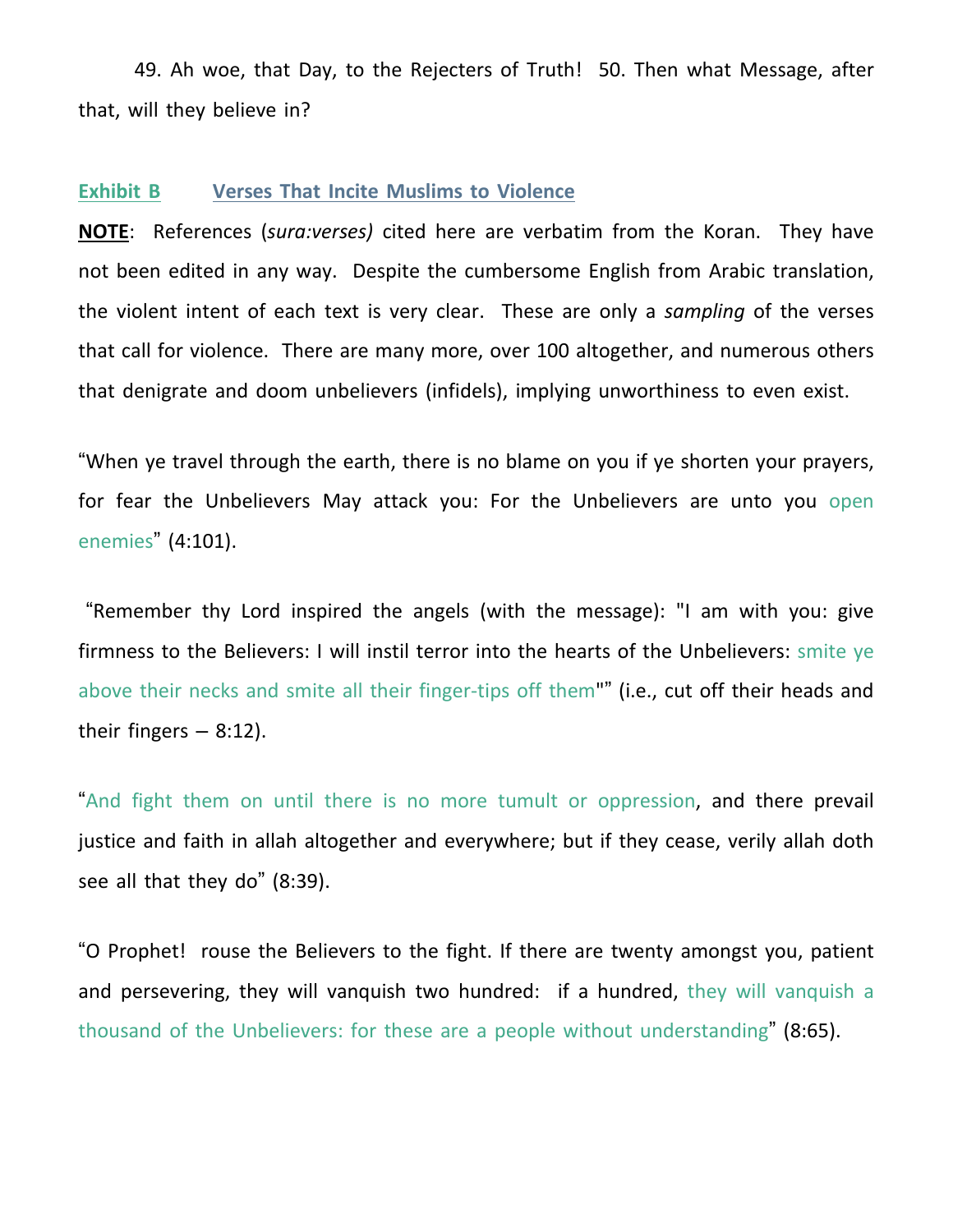49. Ah woe, that Day, to the Rejecters of Truth! 50. Then what Message, after that, will they believe in?

## Exhibit B Verses That Incite Muslims to Violence

**NOTE**: References (*sura:verses)* cited here are verbatim from the Koran. They have not been edited in any way. Despite the cumbersome English from Arabic translation, the violent intent of each text is very clear. These are only a *sampling* of the verses that call for violence. There are many more, over 100 altogether, and numerous others that denigrate and doom unbelievers (infidels), implying unworthiness to even exist.

"When ye travel through the earth, there is no blame on you if ye shorten your prayers, for fear the Unbelievers May attack you: For the Unbelievers are unto you open enemies" (4:101).

"Remember thy Lord inspired the angels (with the message): "I am with you: give firmness to the Believers: I will instil terror into the hearts of the Unbelievers: smite ye above their necks and smite all their finger-tips off them"" (i.e., cut off their heads and their fingers – 8:12).

"And fight them on until there is no more tumult or oppression, and there prevail justice and faith in allah altogether and everywhere; but if they cease, verily allah doth see all that they do" (8:39).

"O Prophet! rouse the Believers to the fight. If there are twenty amongst you, patient and persevering, they will vanquish two hundred: if a hundred, they will vanquish a thousand of the Unbelievers: for these are a people without understanding" (8:65).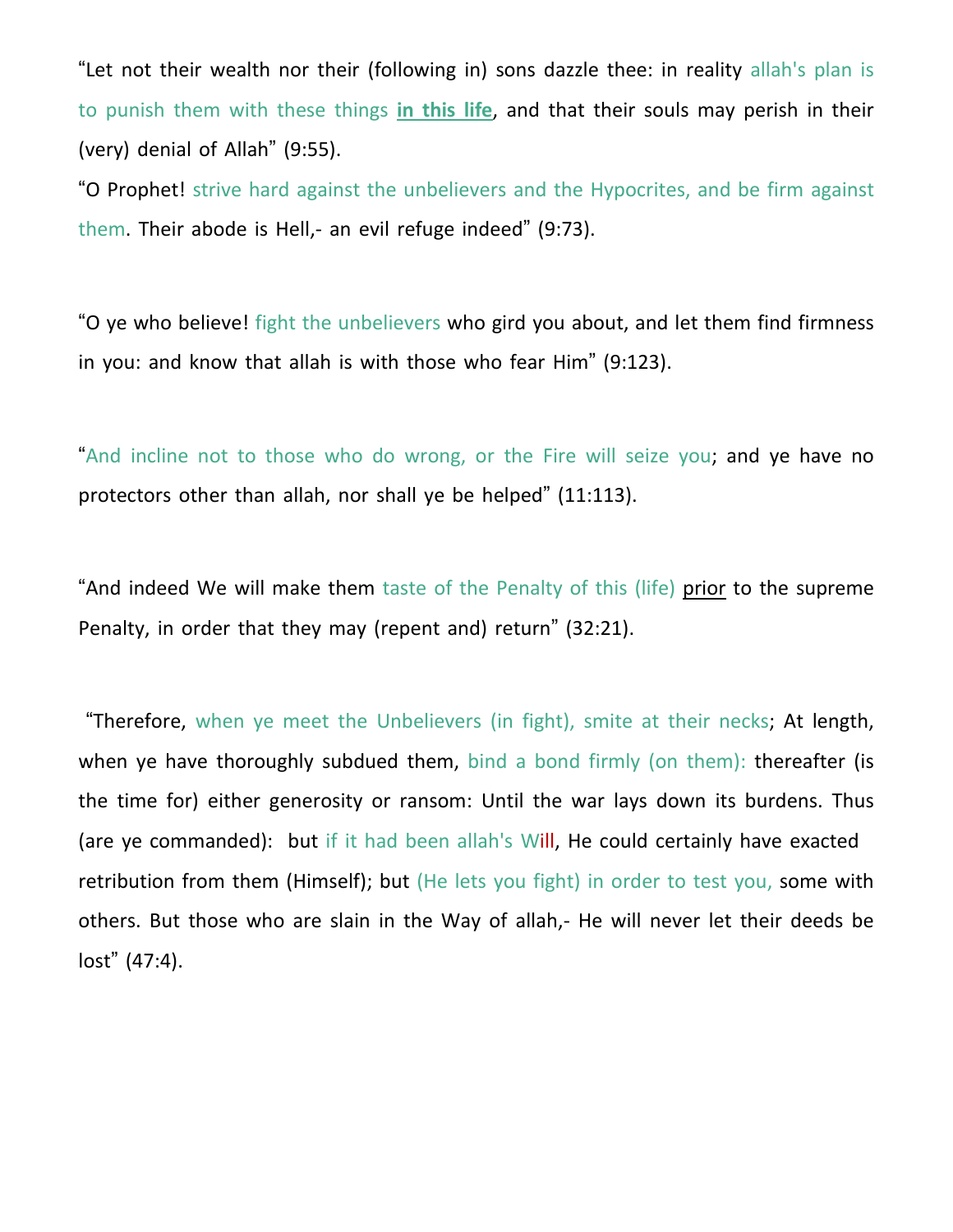“Let not their wealth nor their (following in) sons dazzle thee: in reality allah's plan is to punish them with these things **in this life**, and that their souls may perish in their (very) denial of Allah” (9:55).

“O Prophet! strive hard against the unbelievers and the Hypocrites, and be firm against them. Their abode is Hell,- an evil refuge indeed” (9:73).

“O ye who believe! fight the unbelievers who gird you about, and let them find firmness in you: and know that allah is with those who fear Him” (9:123).

“And incline not to those who do wrong, or the Fire will seize you; and ye have no protectors other than allah, nor shall ye be helped” (11:113).

“And indeed We will make them taste of the Penalty of this (life) prior to the supreme Penalty, in order that they may (repent and) return” (32:21).

“Therefore, when ye meet the Unbelievers (in fight), smite at their necks; At length, when ye have thoroughly subdued them, bind a bond firmly (on them): thereafter (is the time for) either generosity or ransom: Until the war lays down its burdens. Thus (are ye commanded): but if it had been allah's Will, He could certainly have exacted retribution from them (Himself); but (He lets you fight) in order to test you, some with others. But those who are slain in the Way of allah,- He will never let their deeds be lost” (47:4).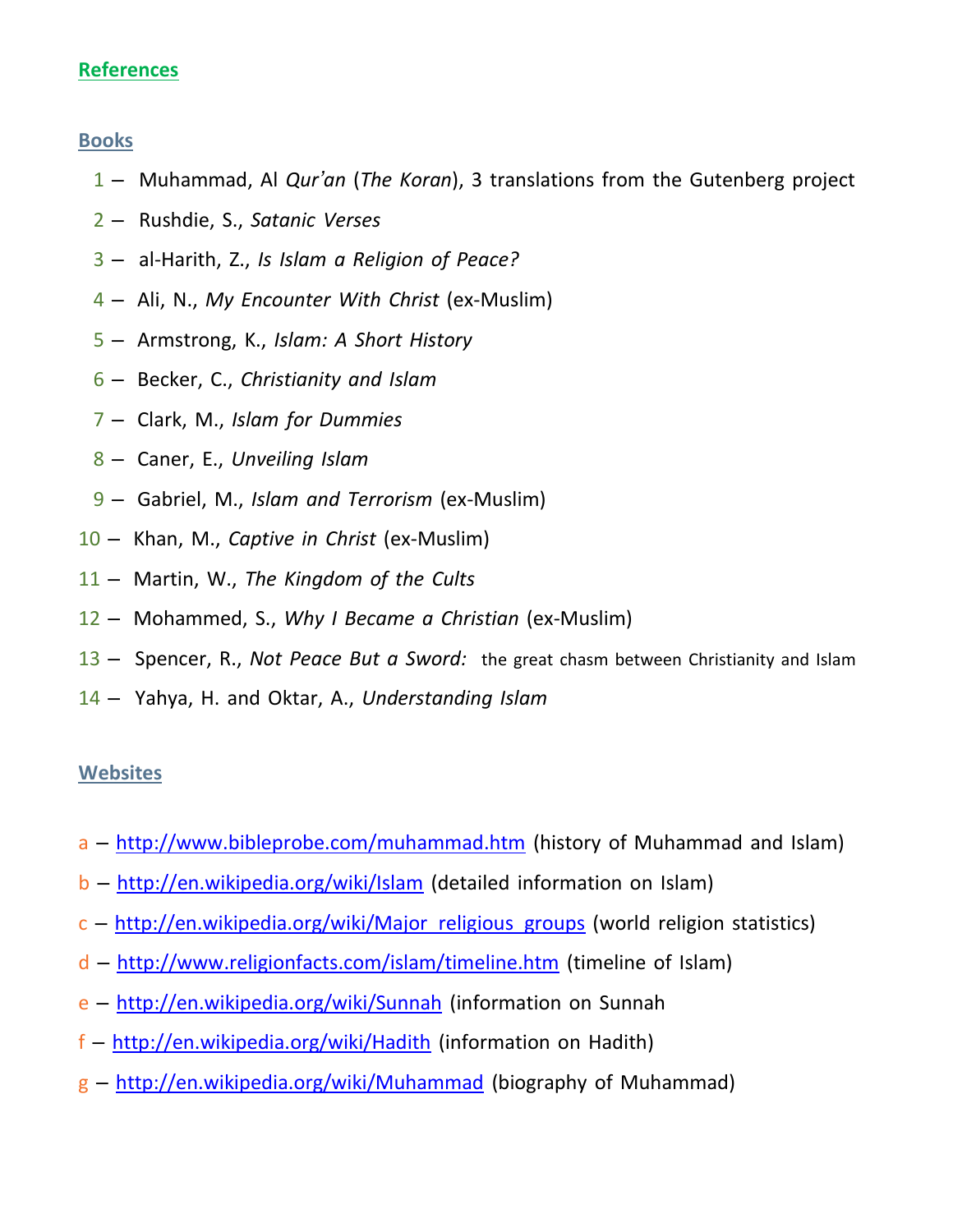## References

### Books

1 – Muhammad, Al *Qur'an* (*The Koran*), 3 translations from the Gutenberg project

2 – Rushdie, S., *Satanic Verses*

3 – al-Harith, Z., *Is Islam a Religion of Peace?*

4 – Ali, N., *My Encounter With Christ* (ex-Muslim)

5 – Armstrong, K., *Islam: A Short History*

6 – Becker, C., *Christianity and Islam*

7 – Clark, M., *Islam for Dummies*

8 – Caner, E., *Unveiling Islam*

9 – Gabriel, M., *Islam and Terrorism* (ex-Muslim)

10 – Khan, M., *Captive in Christ* (ex-Muslim)

11 – Martin, W., *The Kingdom of the Cults*

12 – Mohammed, S., *Why I Became a Christian* (ex-Muslim)

13 – Spencer, R., *Not Peace But a Sword:* the great chasm between Christianity and Islam

14 – Yahya, H. and Oktar, A., *Understanding Islam*

### Websites

a – http://www.bibleprobe.com/muhammad.htm (history of Muhammad and Islam)

b – http://en.wikipedia.org/wiki/Islam (detailed information on Islam)

c – http://en.wikipedia.org/wiki/Major_religious_groups (world religion statistics)

d – http://www.religionfacts.com/islam/timeline.htm (timeline of Islam)

e – http://en.wikipedia.org/wiki/Sunnah (information on Sunnah

f – http://en.wikipedia.org/wiki/Hadith (information on Hadith)

g – http://en.wikipedia.org/wiki/Muhammad (biography of Muhammad)